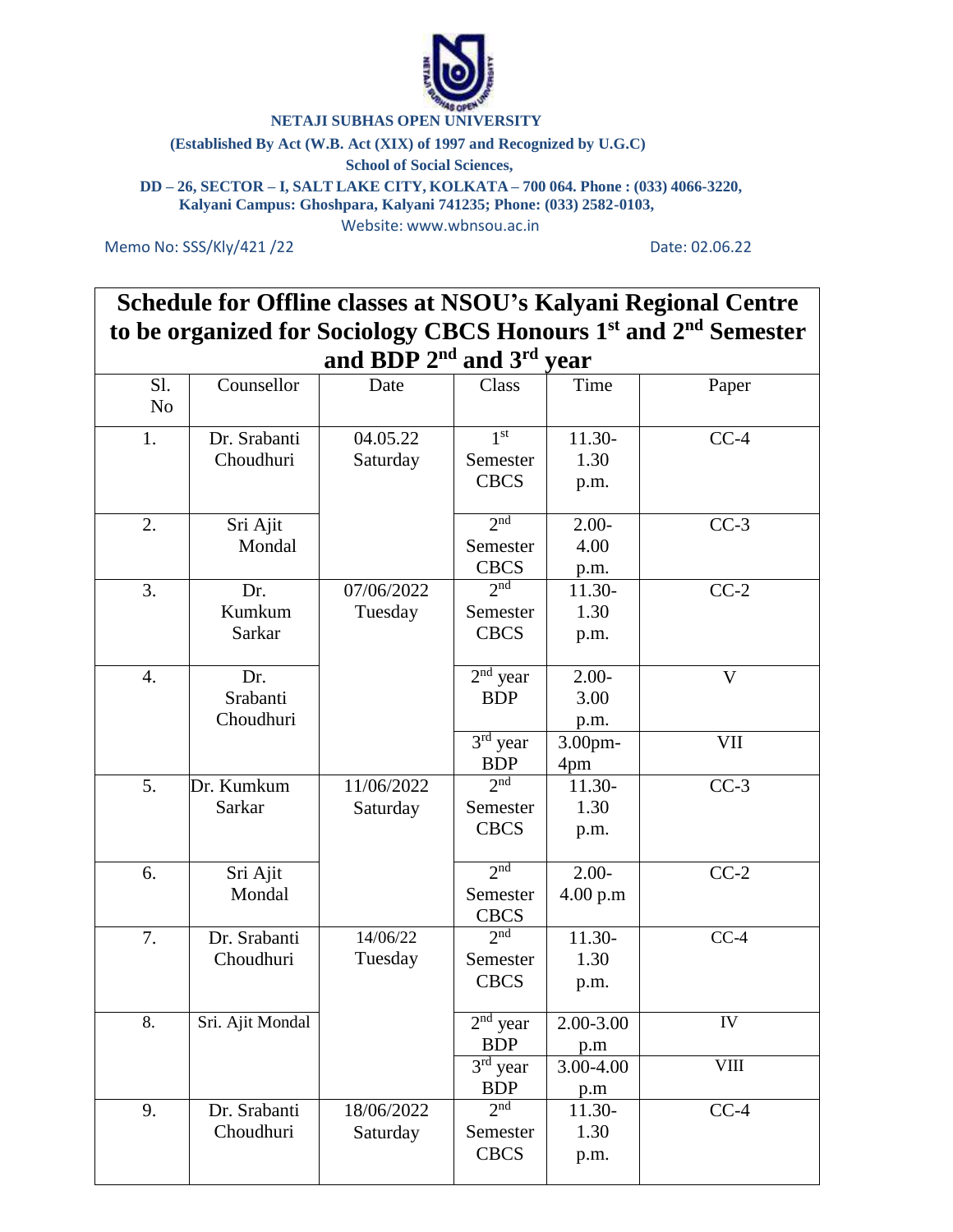**NETAJI SUBHAS OPEN UNIVERSITY**

**(Established By Act (W.B. Act (XIX) of 1997 and Recognized by U.G.C)**

**School of Social Sciences,**

**DD – 26, SECTOR – I, SALT LAKE CITY, KOLKATA – 700 064. Phone : (033) 4066-3220,**
**Kalyani Campus: Ghoshpara, Kalyani 741235; Phone: (033) 2582-0103,**

Website: www.wbnsou.ac.in

Memo No: SSS/Kly/421 /22 Date: 02.06.22

## Schedule for Offline classes at NSOU's Kalyani Regional Centre to be organized for Sociology CBCS Honours 1st and 2nd Semester and BDP 2nd and 3rd year

| Sl. No | Counsellor | Date | Class | Time | Paper |
|---|---|---|---|---|---|
| 1. | Dr. Srabanti Choudhuri | 04.05.22 Saturday | 1st Semester CBCS | 11.30-1.30 p.m. | CC-4 |
| 2. | Sri Ajit Mondal | | 2nd Semester CBCS | 2.00-4.00 p.m. | CC-3 |
| 3. | Dr. Kumkum Sarkar | 07/06/2022 Tuesday | 2nd Semester CBCS | 11.30-1.30 p.m. | CC-2 |
| 4. | Dr. Srabanti Choudhuri | | 2nd year BDP | 2.00-3.00 p.m. | V |
| | | | 3rd year BDP | 3.00pm-4pm | VII |
| 5. | Dr. Kumkum Sarkar | 11/06/2022 Saturday | 2nd Semester CBCS | 11.30-1.30 p.m. | CC-3 |
| 6. | Sri Ajit Mondal | | 2nd Semester CBCS | 2.00-4.00 p.m | CC-2 |
| 7. | Dr. Srabanti Choudhuri | 14/06/22 Tuesday | 2nd Semester CBCS | 11.30-1.30 p.m. | CC-4 |
| 8. | Sri. Ajit Mondal | | 2nd year BDP | 2.00-3.00 p.m | IV |
| | | | 3rd year BDP | 3.00-4.00 p.m | VIII |
| 9. | Dr. Srabanti Choudhuri | 18/06/2022 Saturday | 2nd Semester CBCS | 11.30-1.30 p.m. | CC-4 |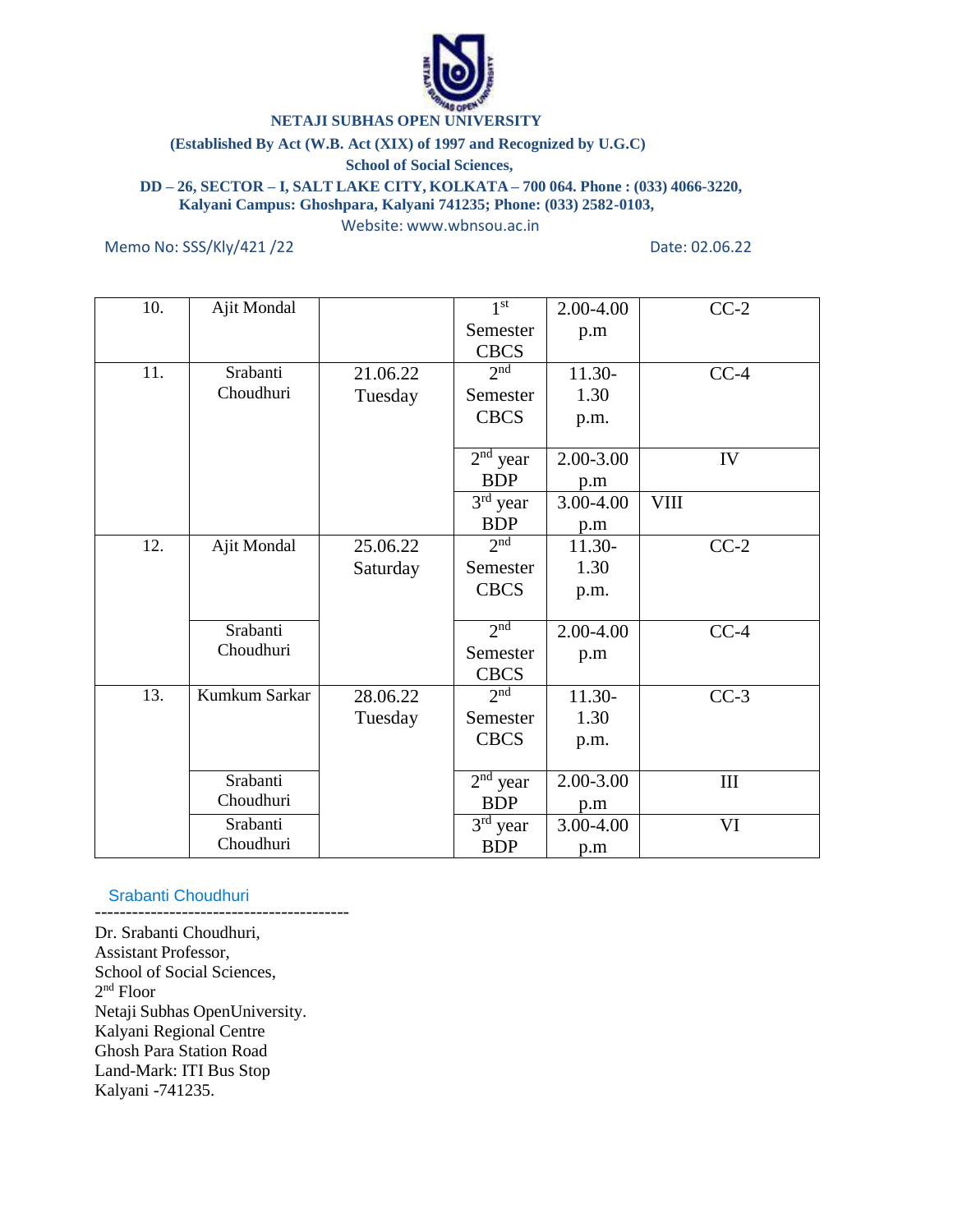**NETAJI SUBHAS OPEN UNIVERSITY**

**(Established By Act (W.B. Act (XIX) of 1997 and Recognized by U.G.C)**

**School of Social Sciences,**

**DD – 26, SECTOR – I, SALT LAKE CITY, KOLKATA – 700 064. Phone : (033) 4066-3220,**
**Kalyani Campus: Ghoshpara, Kalyani 741235; Phone: (033) 2582-0103,**

Website: www.wbnsou.ac.in

Memo No: SSS/Kly/421 /22

Date: 02.06.22

| | | | | | |
|---|---|---|---|---|---|
| 10. | Ajit Mondal | | 1st Semester CBCS | 2.00-4.00 p.m | CC-2 |
| 11. | Srabanti Choudhuri | 21.06.22 Tuesday | 2nd Semester CBCS | 11.30-1.30 p.m. | CC-4 |
| | | | 2nd year BDP | 2.00-3.00 p.m | IV |
| | | | 3rd year BDP | 3.00-4.00 p.m | VIII |
| 12. | Ajit Mondal | 25.06.22 Saturday | 2nd Semester CBCS | 11.30-1.30 p.m. | CC-2 |
| | Srabanti Choudhuri | | 2nd Semester CBCS | 2.00-4.00 p.m | CC-4 |
| 13. | Kumkum Sarkar | 28.06.22 Tuesday | 2nd Semester CBCS | 11.30-1.30 p.m. | CC-3 |
| | Srabanti Choudhuri | | 2nd year BDP | 2.00-3.00 p.m | III |
| | Srabanti Choudhuri | | 3rd year BDP | 3.00-4.00 p.m | VI |

Srabanti Choudhuri

-----------------------------------------

Dr. Srabanti Choudhuri,
Assistant Professor,
School of Social Sciences,
2nd Floor
Netaji Subhas OpenUniversity.
Kalyani Regional Centre
Ghosh Para Station Road
Land-Mark: ITI Bus Stop
Kalyani -741235.